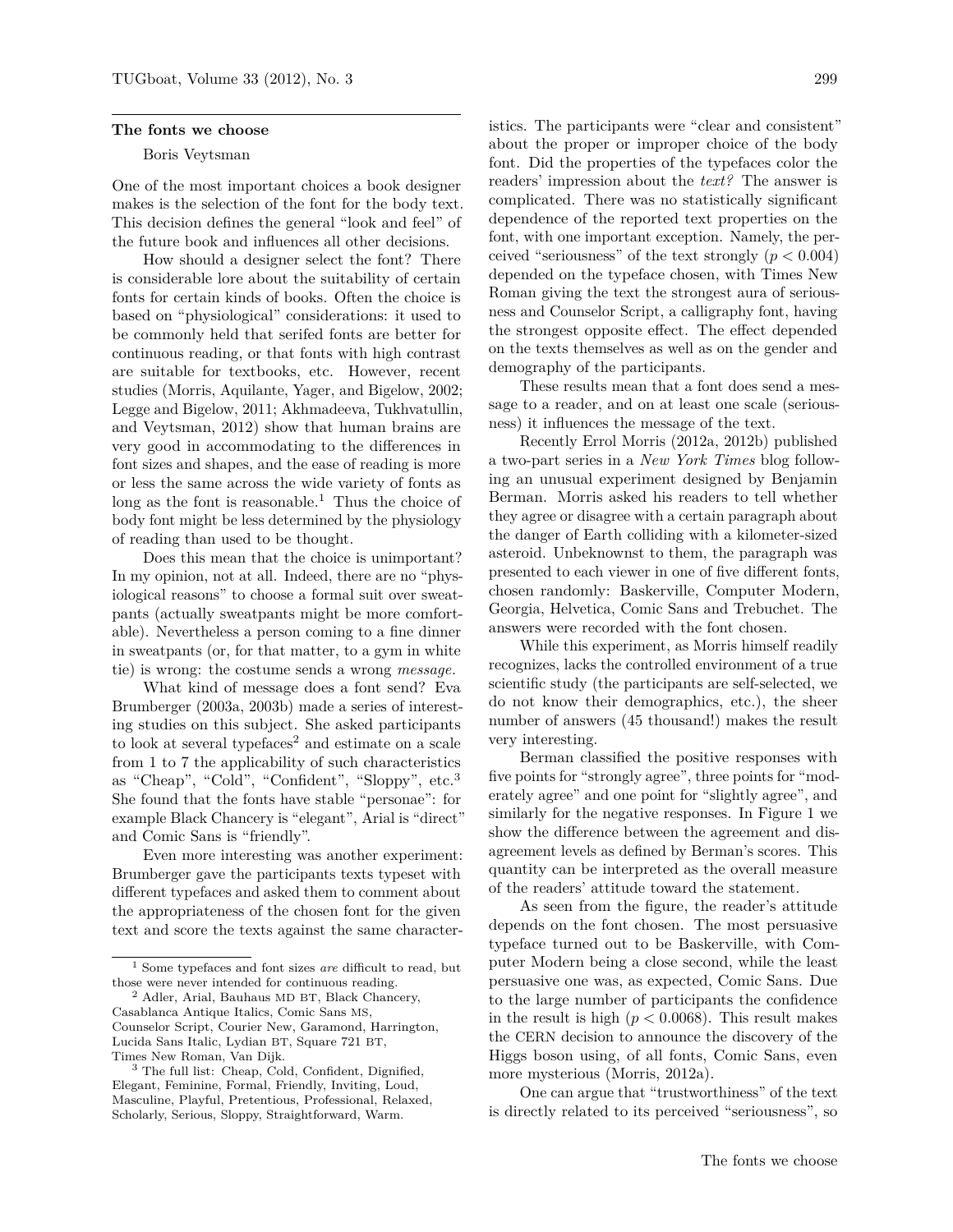## The fonts we choose

Boris Veytsman

One of the most important choices a book designer makes is the selection of the font for the body text. This decision defines the general "look and feel" of the future book and influences all other decisions.

How should a designer select the font? There is considerable lore about the suitability of certain fonts for certain kinds of books. Often the choice is based on "physiological" considerations: it used to be commonly held that serifed fonts are better for continuous reading, or that fonts with high contrast are suitable for textbooks, etc. However, recent studies (Morris, Aquilante, Yager, and Bigelow, 2002; Legge and Bigelow, 2011; Akhmadeeva, Tukhvatullin, and Veytsman, 2012) show that human brains are very good in accommodating to the differences in font sizes and shapes, and the ease of reading is more or less the same across the wide variety of fonts as long as the font is reasonable.[1] Thus the choice of body font might be less determined by the physiology of reading than used to be thought.

Does this mean that the choice is unimportant? In my opinion, not at all. Indeed, there are no "physiological reasons" to choose a formal suit over sweatpants (actually sweatpants might be more comfortable). Nevertheless a person coming to a fine dinner in sweatpants (or, for that matter, to a gym in white tie) is wrong: the costume sends a wrong *message.*

What kind of message does a font send? Eva Brumberger (2003a, 2003b) made a series of interesting studies on this subject. She asked participants to look at several typefaces[2] and estimate on a scale from 1 to 7 the applicability of such characteristics as "Cheap", "Cold", "Confident", "Sloppy", etc.[3] She found that the fonts have stable "personae": for example Black Chancery is "elegant", Arial is "direct" and Comic Sans is "friendly".

Even more interesting was another experiment: Brumberger gave the participants texts typeset with different typefaces and asked them to comment about the appropriateness of the chosen font for the given text and score the texts against the same characteristics. The participants were "clear and consistent" about the proper or improper choice of the body font. Did the properties of the typefaces color the readers' impression about the *text?* The answer is complicated. There was no statistically significant dependence of the reported text properties on the font, with one important exception. Namely, the perceived "seriousness" of the text strongly ($p < 0.004$) depended on the typeface chosen, with Times New Roman giving the text the strongest aura of seriousness and Counselor Script, a calligraphy font, having the strongest opposite effect. The effect depended on the texts themselves as well as on the gender and demography of the participants.

These results mean that a font does send a message to a reader, and on at least one scale (seriousness) it influences the message of the text.

Recently Errol Morris (2012a, 2012b) published a two-part series in a *New York Times* blog following an unusual experiment designed by Benjamin Berman. Morris asked his readers to tell whether they agree or disagree with a certain paragraph about the danger of Earth colliding with a kilometer-sized asteroid. Unbeknownst to them, the paragraph was presented to each viewer in one of five different fonts, chosen randomly: Baskerville, Computer Modern, Georgia, Helvetica, Comic Sans and Trebuchet. The answers were recorded with the font chosen.

While this experiment, as Morris himself readily recognizes, lacks the controlled environment of a true scientific study (the participants are self-selected, we do not know their demographics, etc.), the sheer number of answers (45 thousand!) makes the result very interesting.

Berman classified the positive responses with five points for "strongly agree", three points for "moderately agree" and one point for "slightly agree", and similarly for the negative responses. In Figure 1 we show the difference between the agreement and disagreement levels as defined by Berman's scores. This quantity can be interpreted as the overall measure of the readers' attitude toward the statement.

As seen from the figure, the reader's attitude depends on the font chosen. The most persuasive typeface turned out to be Baskerville, with Computer Modern being a close second, while the least persuasive one was, as expected, Comic Sans. Due to the large number of participants the confidence in the result is high ($p < 0.0068$). This result makes the CERN decision to announce the discovery of the Higgs boson using, of all fonts, Comic Sans, even more mysterious (Morris, 2012a).

One can argue that "trustworthiness" of the text is directly related to its perceived "seriousness", so

[1] Some typefaces and font sizes *are* difficult to read, but those were never intended for continuous reading.

[2] Adler, Arial, Bauhaus MD BT, Black Chancery, Casablanca Antique Italics, Comic Sans MS, Counselor Script, Courier New, Garamond, Harrington, Lucida Sans Italic, Lydian BT, Square 721 BT, Times New Roman, Van Dijk.

[3] The full list: Cheap, Cold, Confident, Dignified, Elegant, Feminine, Formal, Friendly, Inviting, Loud, Masculine, Playful, Pretentious, Professional, Relaxed, Scholarly, Serious, Sloppy, Straightforward, Warm.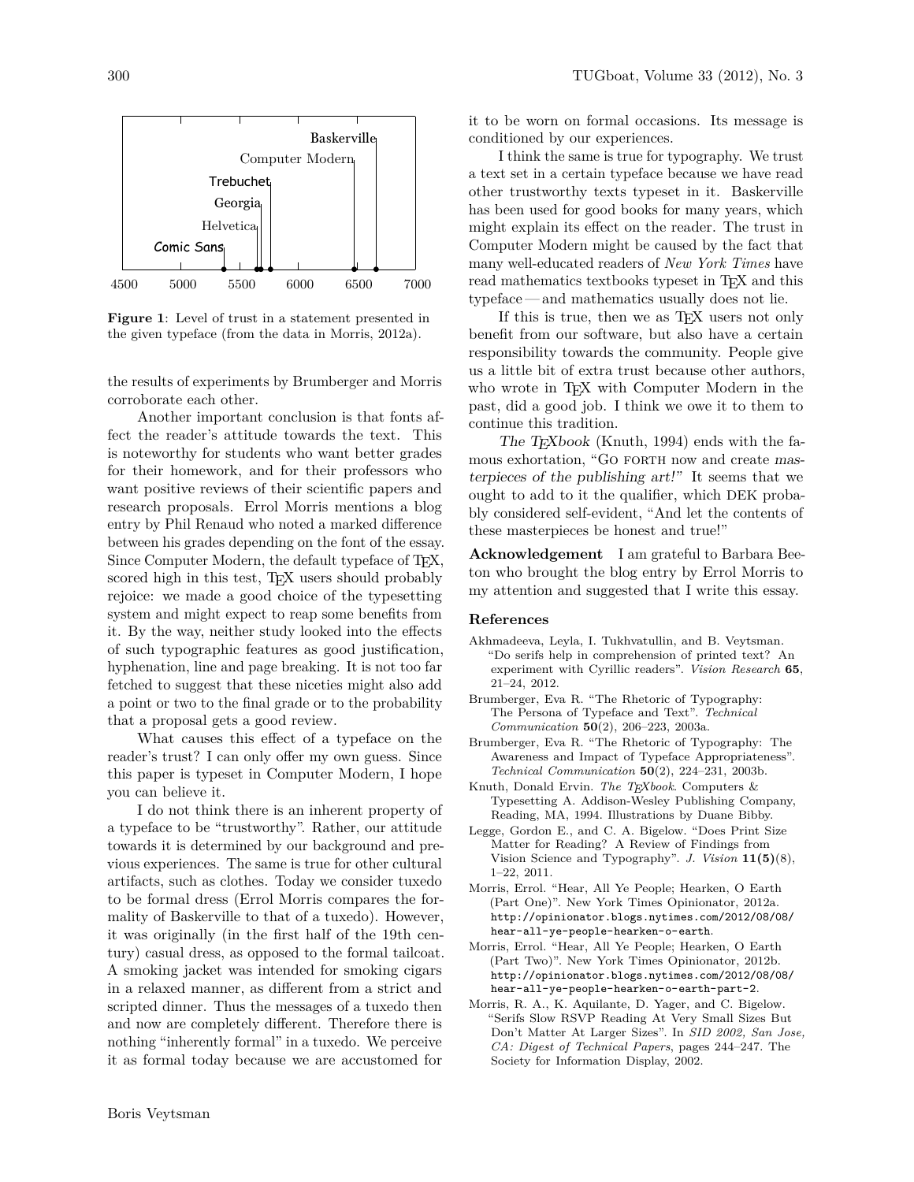Baskerville

Computer Modern

Trebuchet

Georgia

Helvetica

Comic Sans

4500 5000 5500 6000 6500 7000

**Figure 1**: Level of trust in a statement presented in the given typeface (from the data in Morris, 2012a).

the results of experiments by Brumberger and Morris corroborate each other.

Another important conclusion is that fonts affect the reader's attitude towards the text. This is noteworthy for students who want better grades for their homework, and for their professors who want positive reviews of their scientific papers and research proposals. Errol Morris mentions a blog entry by Phil Renaud who noted a marked difference between his grades depending on the font of the essay. Since Computer Modern, the default typeface of TEX, scored high in this test, TEX users should probably rejoice: we made a good choice of the typesetting system and might expect to reap some benefits from it. By the way, neither study looked into the effects of such typographic features as good justification, hyphenation, line and page breaking. It is not too far fetched to suggest that these niceties might also add a point or two to the final grade or to the probability that a proposal gets a good review.

What causes this effect of a typeface on the reader's trust? I can only offer my own guess. Since this paper is typeset in Computer Modern, I hope you can believe it.

I do not think there is an inherent property of a typeface to be "trustworthy". Rather, our attitude towards it is determined by our background and previous experiences. The same is true for other cultural artifacts, such as clothes. Today we consider tuxedo to be formal dress (Errol Morris compares the formality of Baskerville to that of a tuxedo). However, it was originally (in the first half of the 19th century) casual dress, as opposed to the formal tailcoat. A smoking jacket was intended for smoking cigars in a relaxed manner, as different from a strict and scripted dinner. Thus the messages of a tuxedo then and now are completely different. Therefore there is nothing "inherently formal" in a tuxedo. We perceive it as formal today because we are accustomed for it to be worn on formal occasions. Its message is conditioned by our experiences.

I think the same is true for typography. We trust a text set in a certain typeface because we have read other trustworthy texts typeset in it. Baskerville has been used for good books for many years, which might explain its effect on the reader. The trust in Computer Modern might be caused by the fact that many well-educated readers of *New York Times* have read mathematics textbooks typeset in TEX and this typeface — and mathematics usually does not lie.

If this is true, then we as TEX users not only benefit from our software, but also have a certain responsibility towards the community. People give us a little bit of extra trust because other authors, who wrote in TEX with Computer Modern in the past, did a good job. I think we owe it to them to continue this tradition.

*The TEXbook* (Knuth, 1994) ends with the famous exhortation, "GO FORTH now and create *masterpieces of the publishing art!*" It seems that we ought to add to it the qualifier, which DEK probably considered self-evident, "And let the contents of these masterpieces be honest and true!"

**Acknowledgement** I am grateful to Barbara Beeton who brought the blog entry by Errol Morris to my attention and suggested that I write this essay.

## References

Akhmadeeva, Leyla, I. Tukhvatullin, and B. Veytsman. "Do serifs help in comprehension of printed text? An experiment with Cyrillic readers". *Vision Research* **65**, 21–24, 2012.

Brumberger, Eva R. "The Rhetoric of Typography: The Persona of Typeface and Text". *Technical Communication* **50**(2), 206–223, 2003a.

Brumberger, Eva R. "The Rhetoric of Typography: The Awareness and Impact of Typeface Appropriateness". *Technical Communication* **50**(2), 224–231, 2003b.

Knuth, Donald Ervin. *The TEXbook*. Computers & Typesetting A. Addison-Wesley Publishing Company, Reading, MA, 1994. Illustrations by Duane Bibby.

Legge, Gordon E., and C. A. Bigelow. "Does Print Size Matter for Reading? A Review of Findings from Vision Science and Typography". *J. Vision* **11(5)**(8), 1–22, 2011.

Morris, Errol. "Hear, All Ye People; Hearken, O Earth (Part One)". New York Times Opinionator, 2012a. `http://opinionator.blogs.nytimes.com/2012/08/08/hear-all-ye-people-hearken-o-earth`.

Morris, Errol. "Hear, All Ye People; Hearken, O Earth (Part Two)". New York Times Opinionator, 2012b. `http://opinionator.blogs.nytimes.com/2012/08/08/hear-all-ye-people-hearken-o-earth-part-2`.

Morris, R. A., K. Aquilante, D. Yager, and C. Bigelow. "Serifs Slow RSVP Reading At Very Small Sizes But Don't Matter At Larger Sizes". In *SID 2002, San Jose, CA: Digest of Technical Papers*, pages 244–247. The Society for Information Display, 2002.

Boris Veytsman